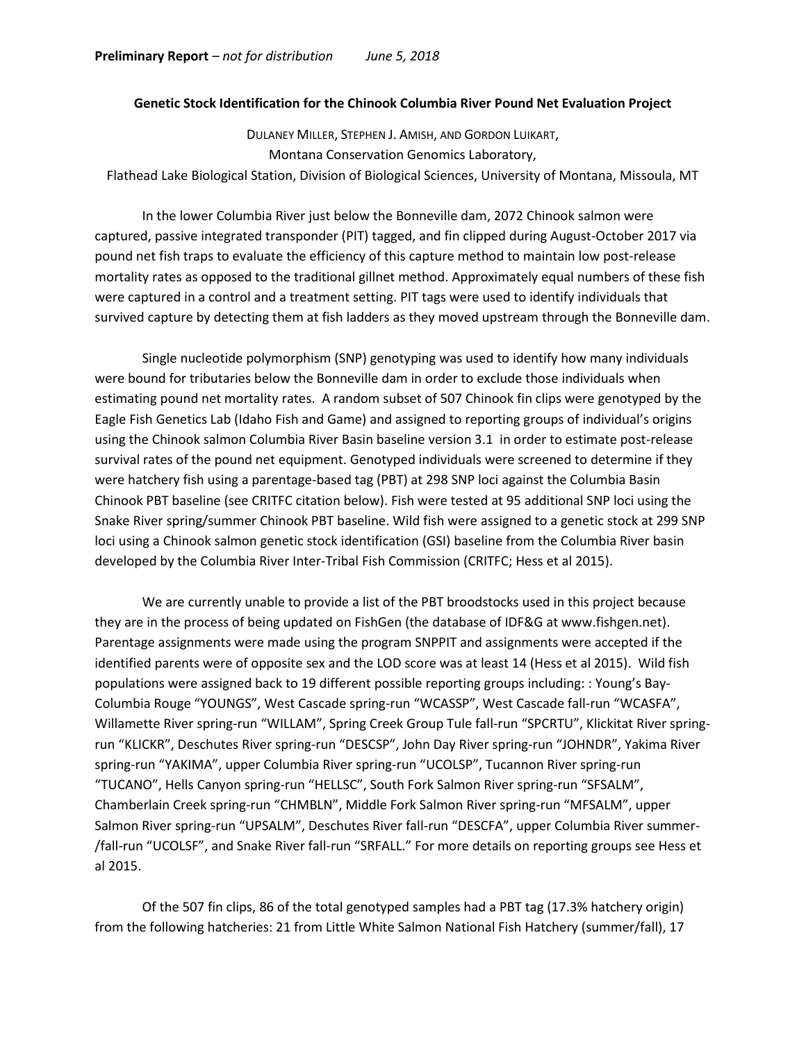**Preliminary Report** – *not for distribution* *June 5, 2018*

**Genetic Stock Identification for the Chinook Columbia River Pound Net Evaluation Project**

DULANEY MILLER, STEPHEN J. AMISH, AND GORDON LUIKART,
Montana Conservation Genomics Laboratory,
Flathead Lake Biological Station, Division of Biological Sciences, University of Montana, Missoula, MT

In the lower Columbia River just below the Bonneville dam, 2072 Chinook salmon were captured, passive integrated transponder (PIT) tagged, and fin clipped during August-October 2017 via pound net fish traps to evaluate the efficiency of this capture method to maintain low post-release mortality rates as opposed to the traditional gillnet method. Approximately equal numbers of these fish were captured in a control and a treatment setting. PIT tags were used to identify individuals that survived capture by detecting them at fish ladders as they moved upstream through the Bonneville dam.

Single nucleotide polymorphism (SNP) genotyping was used to identify how many individuals were bound for tributaries below the Bonneville dam in order to exclude those individuals when estimating pound net mortality rates. A random subset of 507 Chinook fin clips were genotyped by the Eagle Fish Genetics Lab (Idaho Fish and Game) and assigned to reporting groups of individual's origins using the Chinook salmon Columbia River Basin baseline version 3.1 in order to estimate post-release survival rates of the pound net equipment. Genotyped individuals were screened to determine if they were hatchery fish using a parentage-based tag (PBT) at 298 SNP loci against the Columbia Basin Chinook PBT baseline (see CRITFC citation below). Fish were tested at 95 additional SNP loci using the Snake River spring/summer Chinook PBT baseline. Wild fish were assigned to a genetic stock at 299 SNP loci using a Chinook salmon genetic stock identification (GSI) baseline from the Columbia River basin developed by the Columbia River Inter-Tribal Fish Commission (CRITFC; Hess et al 2015).

We are currently unable to provide a list of the PBT broodstocks used in this project because they are in the process of being updated on FishGen (the database of IDF&G at www.fishgen.net). Parentage assignments were made using the program SNPPIT and assignments were accepted if the identified parents were of opposite sex and the LOD score was at least 14 (Hess et al 2015). Wild fish populations were assigned back to 19 different possible reporting groups including: : Young's Bay-Columbia Rouge "YOUNGS", West Cascade spring-run "WCASSP", West Cascade fall-run "WCASFA", Willamette River spring-run "WILLAM", Spring Creek Group Tule fall-run "SPCRTU", Klickitat River spring-run "KLICKR", Deschutes River spring-run "DESCSP", John Day River spring-run "JOHNDR", Yakima River spring-run "YAKIMA", upper Columbia River spring-run "UCOLSP", Tucannon River spring-run "TUCANO", Hells Canyon spring-run "HELLSC", South Fork Salmon River spring-run "SFSALM", Chamberlain Creek spring-run "CHMBLN", Middle Fork Salmon River spring-run "MFSALM", upper Salmon River spring-run "UPSALM", Deschutes River fall-run "DESCFA", upper Columbia River summer-/fall-run "UCOLSF", and Snake River fall-run "SRFALL." For more details on reporting groups see Hess et al 2015.

Of the 507 fin clips, 86 of the total genotyped samples had a PBT tag (17.3% hatchery origin) from the following hatcheries: 21 from Little White Salmon National Fish Hatchery (summer/fall), 17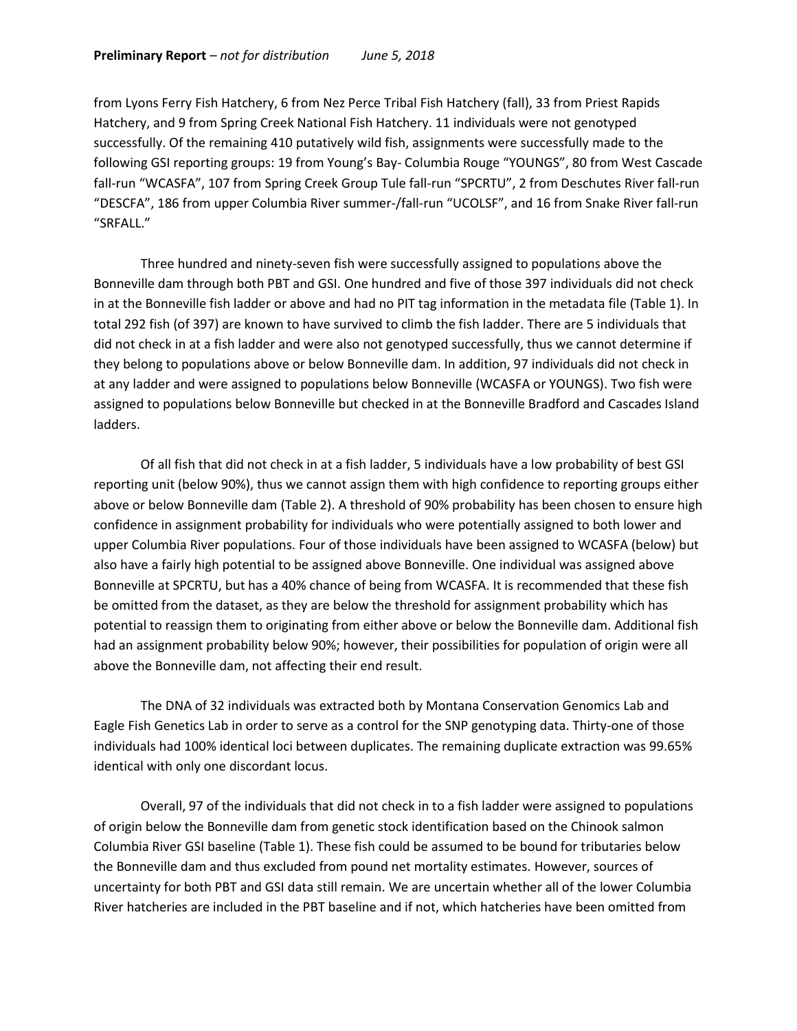from Lyons Ferry Fish Hatchery, 6 from Nez Perce Tribal Fish Hatchery (fall), 33 from Priest Rapids Hatchery, and 9 from Spring Creek National Fish Hatchery. 11 individuals were not genotyped successfully. Of the remaining 410 putatively wild fish, assignments were successfully made to the following GSI reporting groups: 19 from Young's Bay- Columbia Rouge "YOUNGS", 80 from West Cascade fall-run "WCASFA", 107 from Spring Creek Group Tule fall-run "SPCRTU", 2 from Deschutes River fall-run "DESCFA", 186 from upper Columbia River summer-/fall-run "UCOLSF", and 16 from Snake River fall-run "SRFALL."

Three hundred and ninety-seven fish were successfully assigned to populations above the Bonneville dam through both PBT and GSI. One hundred and five of those 397 individuals did not check in at the Bonneville fish ladder or above and had no PIT tag information in the metadata file (Table 1). In total 292 fish (of 397) are known to have survived to climb the fish ladder. There are 5 individuals that did not check in at a fish ladder and were also not genotyped successfully, thus we cannot determine if they belong to populations above or below Bonneville dam. In addition, 97 individuals did not check in at any ladder and were assigned to populations below Bonneville (WCASFA or YOUNGS). Two fish were assigned to populations below Bonneville but checked in at the Bonneville Bradford and Cascades Island ladders.

Of all fish that did not check in at a fish ladder, 5 individuals have a low probability of best GSI reporting unit (below 90%), thus we cannot assign them with high confidence to reporting groups either above or below Bonneville dam (Table 2). A threshold of 90% probability has been chosen to ensure high confidence in assignment probability for individuals who were potentially assigned to both lower and upper Columbia River populations. Four of those individuals have been assigned to WCASFA (below) but also have a fairly high potential to be assigned above Bonneville. One individual was assigned above Bonneville at SPCRTU, but has a 40% chance of being from WCASFA. It is recommended that these fish be omitted from the dataset, as they are below the threshold for assignment probability which has potential to reassign them to originating from either above or below the Bonneville dam. Additional fish had an assignment probability below 90%; however, their possibilities for population of origin were all above the Bonneville dam, not affecting their end result.

The DNA of 32 individuals was extracted both by Montana Conservation Genomics Lab and Eagle Fish Genetics Lab in order to serve as a control for the SNP genotyping data. Thirty-one of those individuals had 100% identical loci between duplicates. The remaining duplicate extraction was 99.65% identical with only one discordant locus.

Overall, 97 of the individuals that did not check in to a fish ladder were assigned to populations of origin below the Bonneville dam from genetic stock identification based on the Chinook salmon Columbia River GSI baseline (Table 1). These fish could be assumed to be bound for tributaries below the Bonneville dam and thus excluded from pound net mortality estimates. However, sources of uncertainty for both PBT and GSI data still remain. We are uncertain whether all of the lower Columbia River hatcheries are included in the PBT baseline and if not, which hatcheries have been omitted from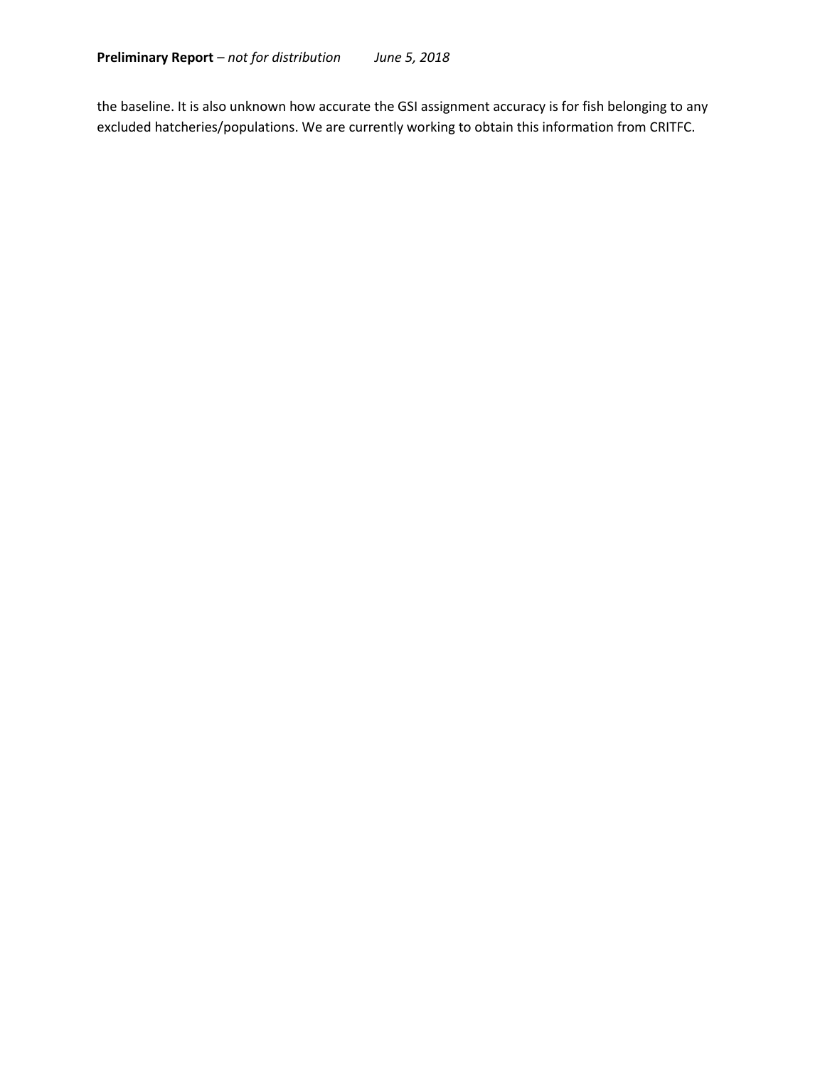the baseline. It is also unknown how accurate the GSI assignment accuracy is for fish belonging to any excluded hatcheries/populations. We are currently working to obtain this information from CRITFC.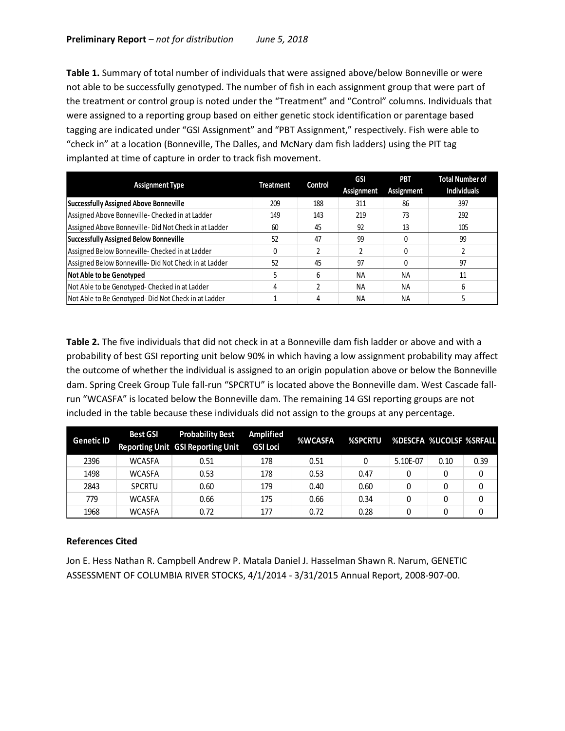**Preliminary Report** – *not for distribution* *June 5, 2018*

**Table 1.** Summary of total number of individuals that were assigned above/below Bonneville or were not able to be successfully genotyped. The number of fish in each assignment group that were part of the treatment or control group is noted under the "Treatment" and "Control" columns. Individuals that were assigned to a reporting group based on either genetic stock identification or parentage based tagging are indicated under "GSI Assignment" and "PBT Assignment," respectively. Fish were able to "check in" at a location (Bonneville, The Dalles, and McNary dam fish ladders) using the PIT tag implanted at time of capture in order to track fish movement.

| Assignment Type | Treatment | Control | GSI Assignment | PBT Assignment | Total Number of Individuals |
|---|---|---|---|---|---|
| **Successfully Assigned Above Bonneville** | 209 | 188 | 311 | 86 | 397 |
| Assigned Above Bonneville- Checked in at Ladder | 149 | 143 | 219 | 73 | 292 |
| Assigned Above Bonneville- Did Not Check in at Ladder | 60 | 45 | 92 | 13 | 105 |
| **Successfully Assigned Below Bonneville** | 52 | 47 | 99 | 0 | 99 |
| Assigned Below Bonneville- Checked in at Ladder | 0 | 2 | 2 | 0 | 2 |
| Assigned Below Bonneville- Did Not Check in at Ladder | 52 | 45 | 97 | 0 | 97 |
| **Not Able to be Genotyped** | 5 | 6 | NA | NA | 11 |
| Not Able to be Genotyped- Checked in at Ladder | 4 | 2 | NA | NA | 6 |
| Not Able to Be Genotyped- Did Not Check in at Ladder | 1 | 4 | NA | NA | 5 |

**Table 2.** The five individuals that did not check in at a Bonneville dam fish ladder or above and with a probability of best GSI reporting unit below 90% in which having a low assignment probability may affect the outcome of whether the individual is assigned to an origin population above or below the Bonneville dam. Spring Creek Group Tule fall-run "SPCRTU" is located above the Bonneville dam. West Cascade fall-run "WCASFA" is located below the Bonneville dam. The remaining 14 GSI reporting groups are not included in the table because these individuals did not assign to the groups at any percentage.

| Genetic ID | Best GSI Reporting Unit | Probability Best GSI Reporting Unit | Amplified GSI Loci | %WCASFA | %SPCRTU | %DESCFA | %UCOLSF | %SRFALL |
|---|---|---|---|---|---|---|---|---|
| 2396 | WCASFA | 0.51 | 178 | 0.51 | 0 | 5.10E-07 | 0.10 | 0.39 |
| 1498 | WCASFA | 0.53 | 178 | 0.53 | 0.47 | 0 | 0 | 0 |
| 2843 | SPCRTU | 0.60 | 179 | 0.40 | 0.60 | 0 | 0 | 0 |
| 779 | WCASFA | 0.66 | 175 | 0.66 | 0.34 | 0 | 0 | 0 |
| 1968 | WCASFA | 0.72 | 177 | 0.72 | 0.28 | 0 | 0 | 0 |

**References Cited**

Jon E. Hess Nathan R. Campbell Andrew P. Matala Daniel J. Hasselman Shawn R. Narum, GENETIC ASSESSMENT OF COLUMBIA RIVER STOCKS, 4/1/2014 - 3/31/2015 Annual Report, 2008-907-00.